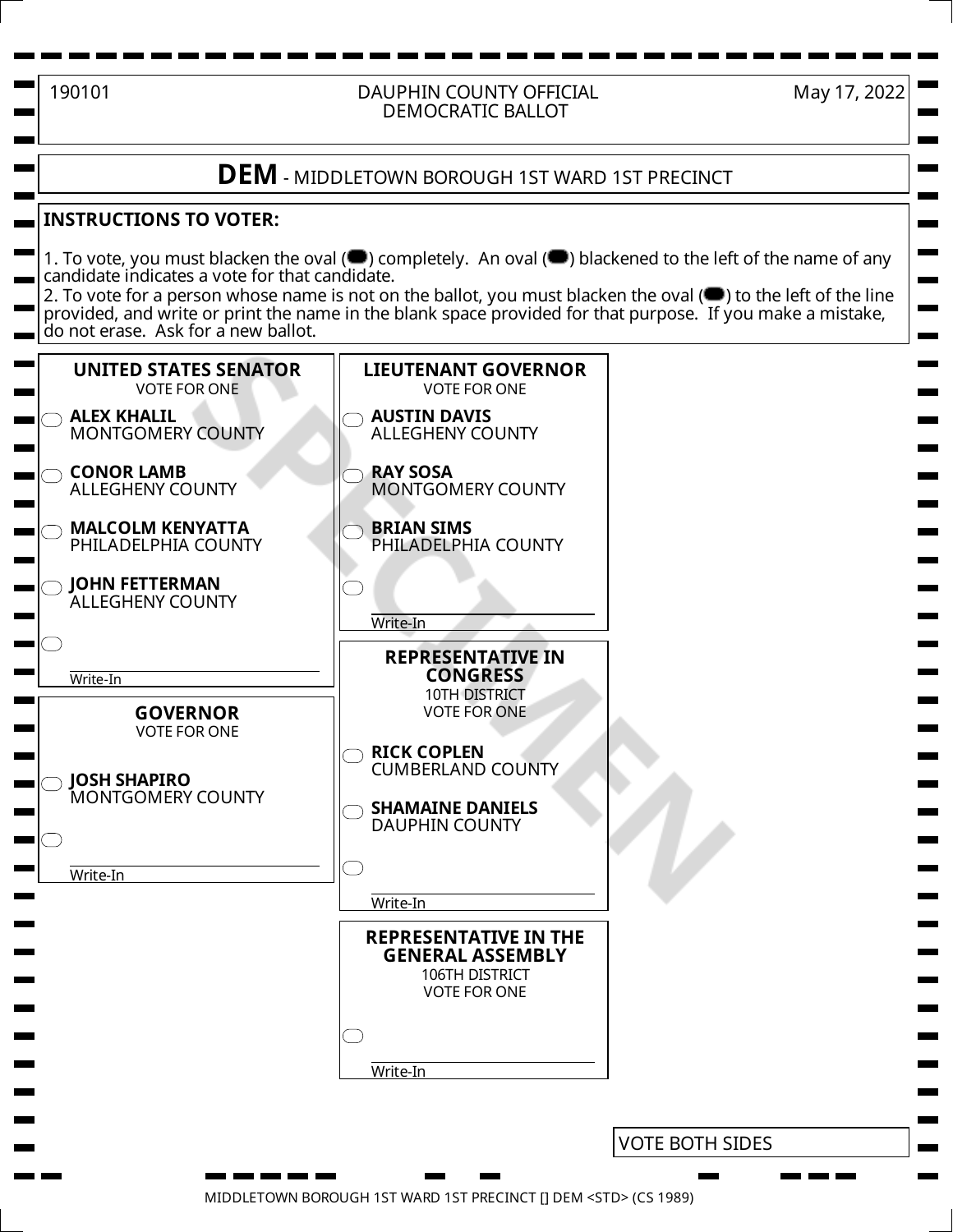190101

DAUPHIN COUNTY OFFICIAL
DEMOCRATIC BALLOT

May 17, 2022

# DEM - MIDDLETOWN BOROUGH 1ST WARD 1ST PRECINCT

**INSTRUCTIONS TO VOTER:**

1. To vote, you must blacken the oval (⬬) completely. An oval (⬬) blackened to the left of the name of any candidate indicates a vote for that candidate.
2. To vote for a person whose name is not on the ballot, you must blacken the oval (⬬) to the left of the line provided, and write or print the name in the blank space provided for that purpose. If you make a mistake, do not erase. Ask for a new ballot.

## UNITED STATES SENATOR
VOTE FOR ONE

- **ALEX KHALIL**
  MONTGOMERY COUNTY
- **CONOR LAMB**
  ALLEGHENY COUNTY
- **MALCOLM KENYATTA**
  PHILADELPHIA COUNTY
- **JOHN FETTERMAN**
  ALLEGHENY COUNTY
- Write-In

## GOVERNOR
VOTE FOR ONE

- **JOSH SHAPIRO**
  MONTGOMERY COUNTY
- Write-In

## LIEUTENANT GOVERNOR
VOTE FOR ONE

- **AUSTIN DAVIS**
  ALLEGHENY COUNTY
- **RAY SOSA**
  MONTGOMERY COUNTY
- **BRIAN SIMS**
  PHILADELPHIA COUNTY
- Write-In

## REPRESENTATIVE IN CONGRESS
10TH DISTRICT
VOTE FOR ONE

- **RICK COPLEN**
  CUMBERLAND COUNTY
- **SHAMAINE DANIELS**
  DAUPHIN COUNTY
- Write-In

## REPRESENTATIVE IN THE GENERAL ASSEMBLY
106TH DISTRICT
VOTE FOR ONE

- Write-In

VOTE BOTH SIDES

MIDDLETOWN BOROUGH 1ST WARD 1ST PRECINCT [] DEM <STD> (CS 1989)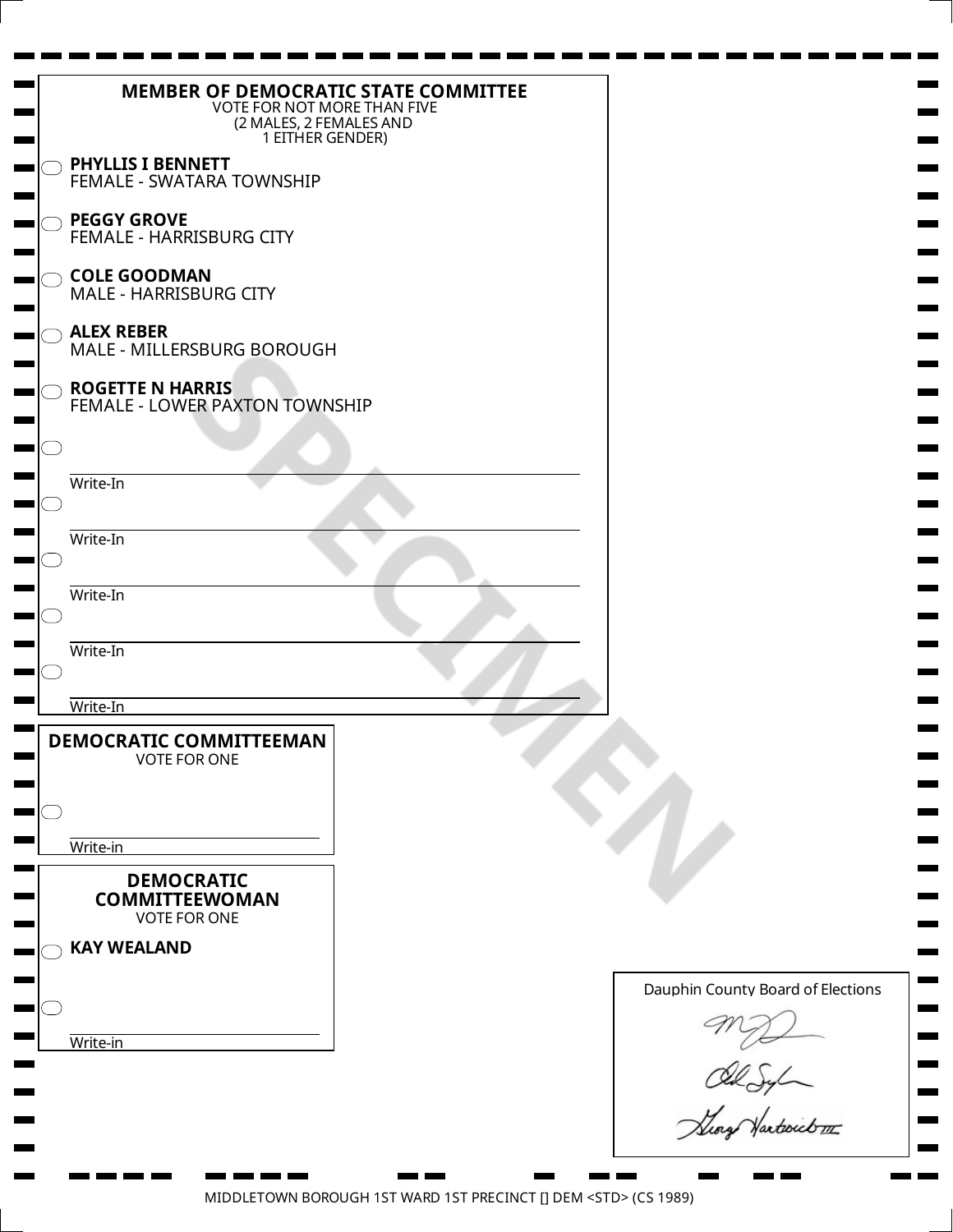## MEMBER OF DEMOCRATIC STATE COMMITTEE

VOTE FOR NOT MORE THAN FIVE
(2 MALES, 2 FEMALES AND
1 EITHER GENDER)

- **PHYLLIS I BENNETT**
  FEMALE - SWATARA TOWNSHIP
- **PEGGY GROVE**
  FEMALE - HARRISBURG CITY
- **COLE GOODMAN**
  MALE - HARRISBURG CITY
- **ALEX REBER**
  MALE - MILLERSBURG BOROUGH
- **ROGETTE N HARRIS**
  FEMALE - LOWER PAXTON TOWNSHIP
- Write-In
- Write-In
- Write-In
- Write-In
- Write-In

## DEMOCRATIC COMMITTEEMAN

VOTE FOR ONE

- Write-in

## DEMOCRATIC COMMITTEEWOMAN

VOTE FOR ONE

- **KAY WEALAND**
- Write-in

Dauphin County Board of Elections

SPECIMEN

MIDDLETOWN BOROUGH 1ST WARD 1ST PRECINCT [] DEM <STD> (CS 1989)